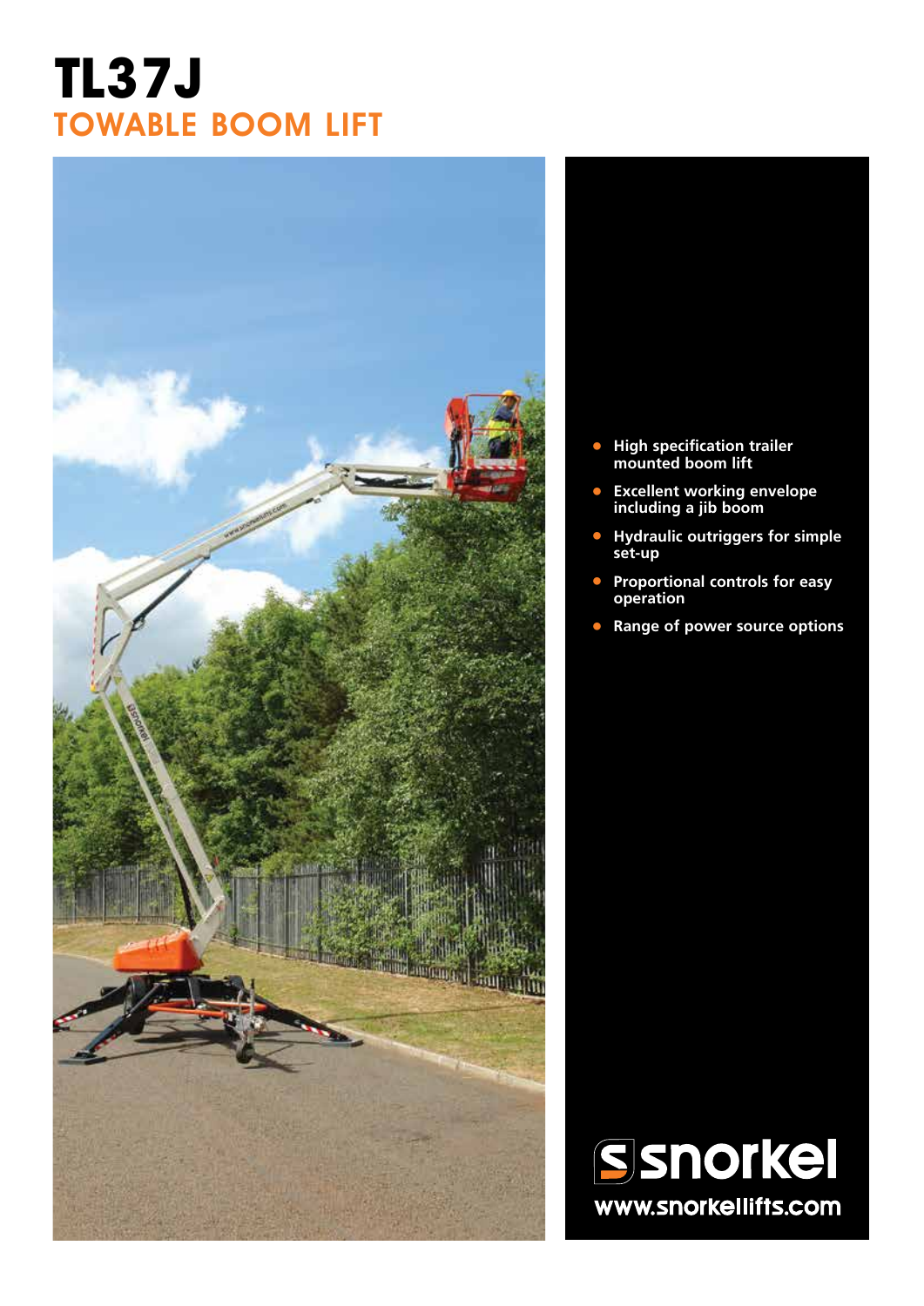# TL37J

## TOWABLE BOOM LIFT

- High specification trailer mounted boom lift
- Excellent working envelope including a jib boom
- Hydraulic outriggers for simple set-up
- Proportional controls for easy operation
- Range of power source options

snorkel

www.snorkellifts.com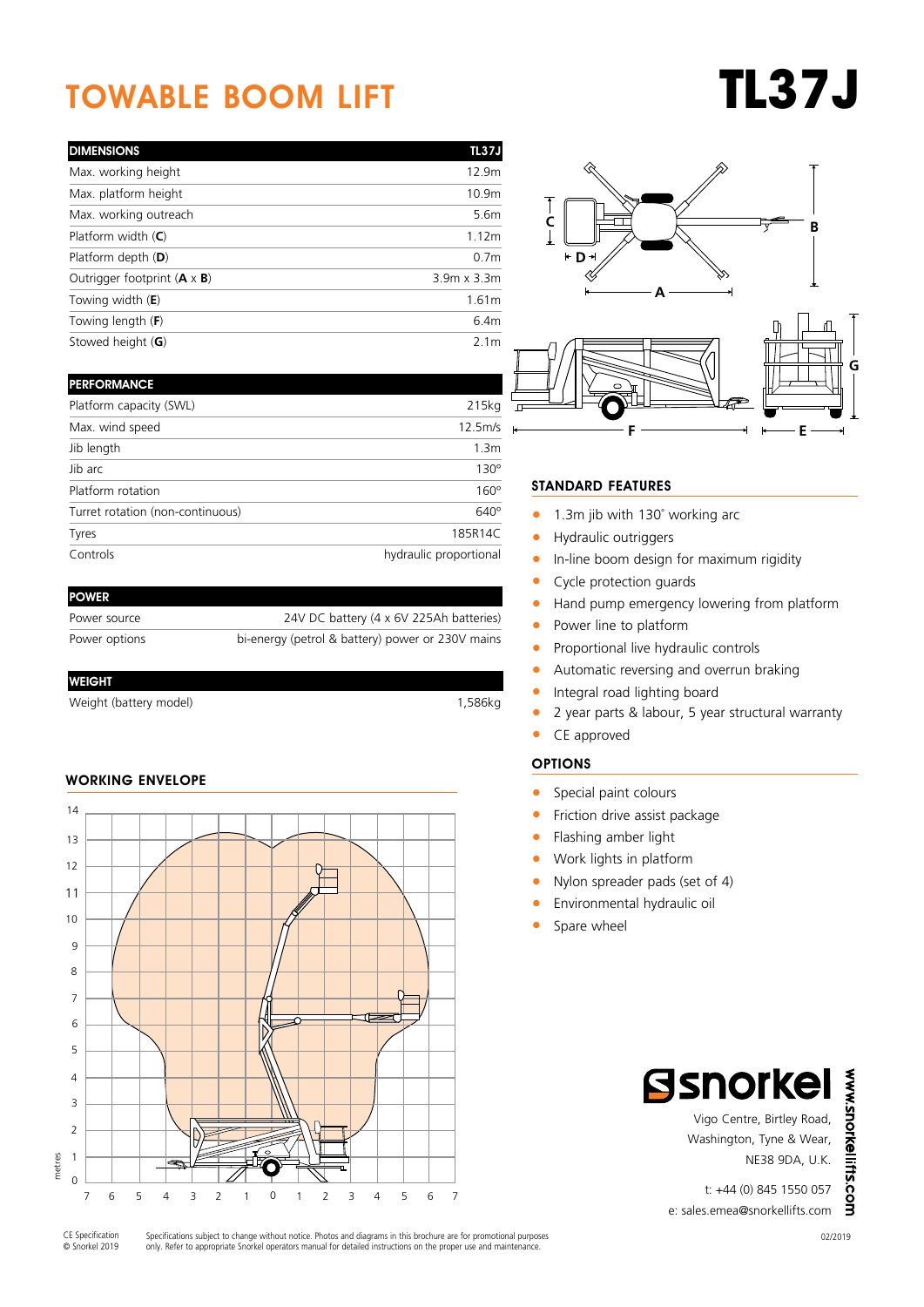# TOWABLE BOOM LIFT

# TL37J

| DIMENSIONS | TL37J |
|---|---|
| Max. working height | 12.9m |
| Max. platform height | 10.9m |
| Max. working outreach | 5.6m |
| Platform width (**C**) | 1.12m |
| Platform depth (**D**) | 0.7m |
| Outrigger footprint (**A** x **B**) | 3.9m x 3.3m |
| Towing width (**E**) | 1.61m |
| Towing length (**F**) | 6.4m |
| Stowed height (**G**) | 2.1m |

| PERFORMANCE | |
|---|---|
| Platform capacity (SWL) | 215kg |
| Max. wind speed | 12.5m/s |
| Jib length | 1.3m |
| Jib arc | 130° |
| Platform rotation | 160° |
| Turret rotation (non-continuous) | 640° |
| Tyres | 185R14C |
| Controls | hydraulic proportional |

| POWER | |
|---|---|
| Power source | 24V DC battery (4 x 6V 225Ah batteries) |
| Power options | bi-energy (petrol & battery) power or 230V mains |

| WEIGHT | |
|---|---|
| Weight (battery model) | 1,586kg |

## WORKING ENVELOPE

metres

14, 13, 12, 11, 10, 9, 8, 7, 6, 5, 4, 3, 2, 1, 0

7 6 5 4 3 2 1 0 1 2 3 4 5 6 7

C
D
A
B
F
E
G

## STANDARD FEATURES

- 1.3m jib with 130˚ working arc
- Hydraulic outriggers
- In-line boom design for maximum rigidity
- Cycle protection guards
- Hand pump emergency lowering from platform
- Power line to platform
- Proportional live hydraulic controls
- Automatic reversing and overrun braking
- Integral road lighting board
- 2 year parts & labour, 5 year structural warranty
- CE approved

## OPTIONS

- Special paint colours
- Friction drive assist package
- Flashing amber light
- Work lights in platform
- Nylon spreader pads (set of 4)
- Environmental hydraulic oil
- Spare wheel

**snorkel**

Vigo Centre, Birtley Road,
Washington, Tyne & Wear,
NE38 9DA, U.K.

t: +44 (0) 845 1550 057
e: sales.emea@snorkellifts.com

www.snorkellifts.com

CE Specification
© Snorkel 2019

Specifications subject to change without notice. Photos and diagrams in this brochure are for promotional purposes only. Refer to appropriate Snorkel operators manual for detailed instructions on the proper use and maintenance.

02/2019